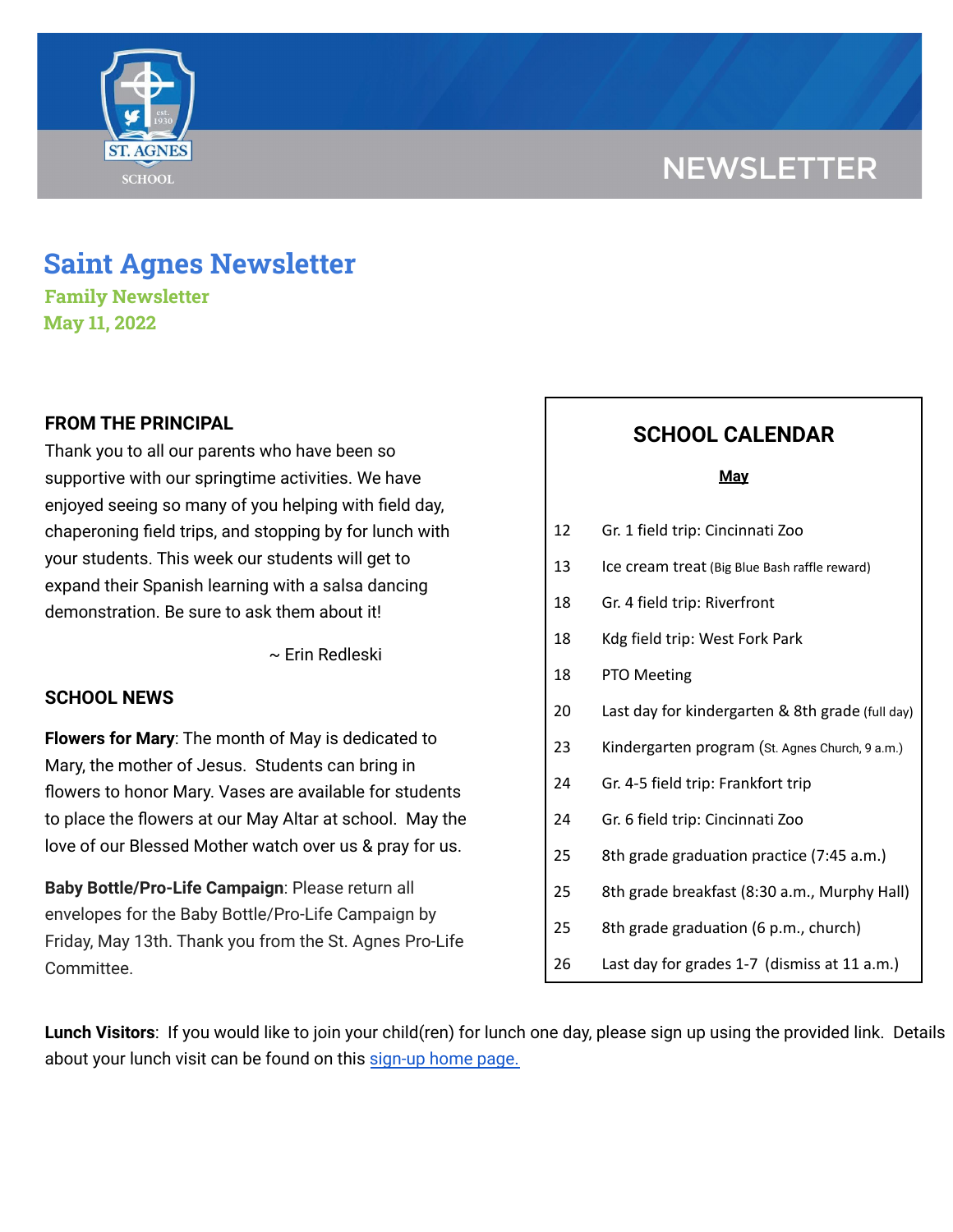NEWSLETTER

# Saint Agnes Newsletter

**Family Newsletter**
**May 11, 2022**

## FROM THE PRINCIPAL

Thank you to all our parents who have been so supportive with our springtime activities. We have enjoyed seeing so many of you helping with field day, chaperoning field trips, and stopping by for lunch with your students. This week our students will get to expand their Spanish learning with a salsa dancing demonstration. Be sure to ask them about it!

~ Erin Redleski

## SCHOOL NEWS

**Flowers for Mary**: The month of May is dedicated to Mary, the mother of Jesus. Students can bring in flowers to honor Mary. Vases are available for students to place the flowers at our May Altar at school. May the love of our Blessed Mother watch over us & pray for us.

**Baby Bottle/Pro-Life Campaign**: Please return all envelopes for the Baby Bottle/Pro-Life Campaign by Friday, May 13th. Thank you from the St. Agnes Pro-Life Committee.

## SCHOOL CALENDAR

**May**

| | |
|---|---|
| 12 | Gr. 1 field trip: Cincinnati Zoo |
| 13 | Ice cream treat (Big Blue Bash raffle reward) |
| 18 | Gr. 4 field trip: Riverfront |
| 18 | Kdg field trip: West Fork Park |
| 18 | PTO Meeting |
| 20 | Last day for kindergarten & 8th grade (full day) |
| 23 | Kindergarten program (St. Agnes Church, 9 a.m.) |
| 24 | Gr. 4-5 field trip: Frankfort trip |
| 24 | Gr. 6 field trip: Cincinnati Zoo |
| 25 | 8th grade graduation practice (7:45 a.m.) |
| 25 | 8th grade breakfast (8:30 a.m., Murphy Hall) |
| 25 | 8th grade graduation (6 p.m., church) |
| 26 | Last day for grades 1-7 (dismiss at 11 a.m.) |

**Lunch Visitors**: If you would like to join your child(ren) for lunch one day, please sign up using the provided link. Details about your lunch visit can be found on this sign-up home page.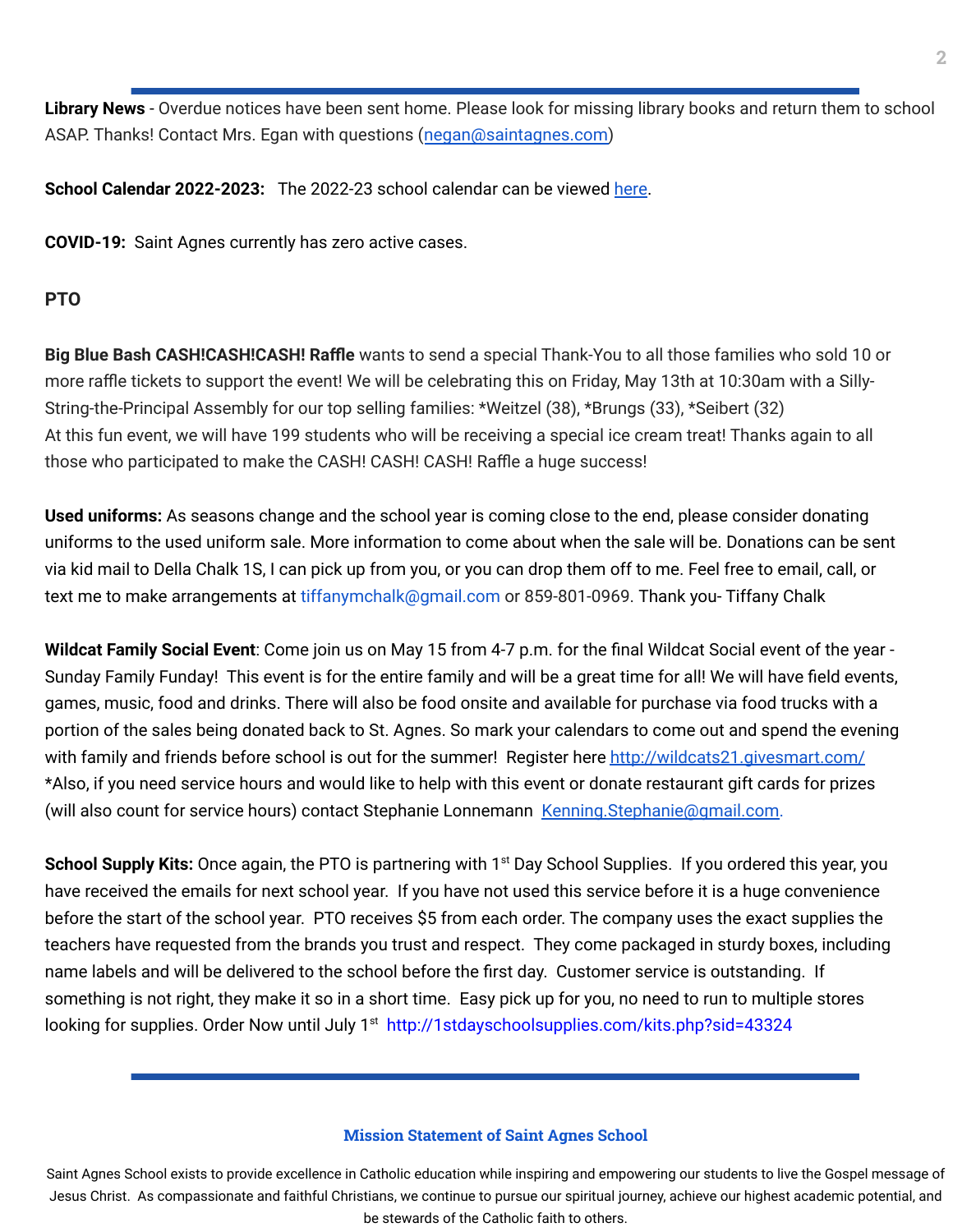**Library News** - Overdue notices have been sent home. Please look for missing library books and return them to school ASAP. Thanks! Contact Mrs. Egan with questions (negan@saintagnes.com)

**School Calendar 2022-2023:** The 2022-23 school calendar can be viewed here.

**COVID-19:** Saint Agnes currently has zero active cases.

**PTO**

**Big Blue Bash CASH!CASH!CASH! Raffle** wants to send a special Thank-You to all those families who sold 10 or more raffle tickets to support the event! We will be celebrating this on Friday, May 13th at 10:30am with a Silly-String-the-Principal Assembly for our top selling families: *Weitzel (38), *Brungs (33), *Seibert (32)
At this fun event, we will have 199 students who will be receiving a special ice cream treat! Thanks again to all those who participated to make the CASH! CASH! CASH! Raffle a huge success!

**Used uniforms:** As seasons change and the school year is coming close to the end, please consider donating uniforms to the used uniform sale. More information to come about when the sale will be. Donations can be sent via kid mail to Della Chalk 1S, I can pick up from you, or you can drop them off to me. Feel free to email, call, or text me to make arrangements at tiffanymchalk@gmail.com or 859-801-0969. Thank you- Tiffany Chalk

**Wildcat Family Social Event**: Come join us on May 15 from 4-7 p.m. for the final Wildcat Social event of the year - Sunday Family Funday! This event is for the entire family and will be a great time for all! We will have field events, games, music, food and drinks. There will also be food onsite and available for purchase via food trucks with a portion of the sales being donated back to St. Agnes. So mark your calendars to come out and spend the evening with family and friends before school is out for the summer! Register here http://wildcats21.givesmart.com/
*Also, if you need service hours and would like to help with this event or donate restaurant gift cards for prizes (will also count for service hours) contact Stephanie Lonnemann Kenning.Stephanie@gmail.com.

**School Supply Kits:** Once again, the PTO is partnering with 1st Day School Supplies. If you ordered this year, you have received the emails for next school year. If you have not used this service before it is a huge convenience before the start of the school year. PTO receives $5 from each order. The company uses the exact supplies the teachers have requested from the brands you trust and respect. They come packaged in sturdy boxes, including name labels and will be delivered to the school before the first day. Customer service is outstanding. If something is not right, they make it so in a short time. Easy pick up for you, no need to run to multiple stores looking for supplies. Order Now until July 1st http://1stdayschoolsupplies.com/kits.php?sid=43324

**Mission Statement of Saint Agnes School**

Saint Agnes School exists to provide excellence in Catholic education while inspiring and empowering our students to live the Gospel message of Jesus Christ. As compassionate and faithful Christians, we continue to pursue our spiritual journey, achieve our highest academic potential, and be stewards of the Catholic faith to others.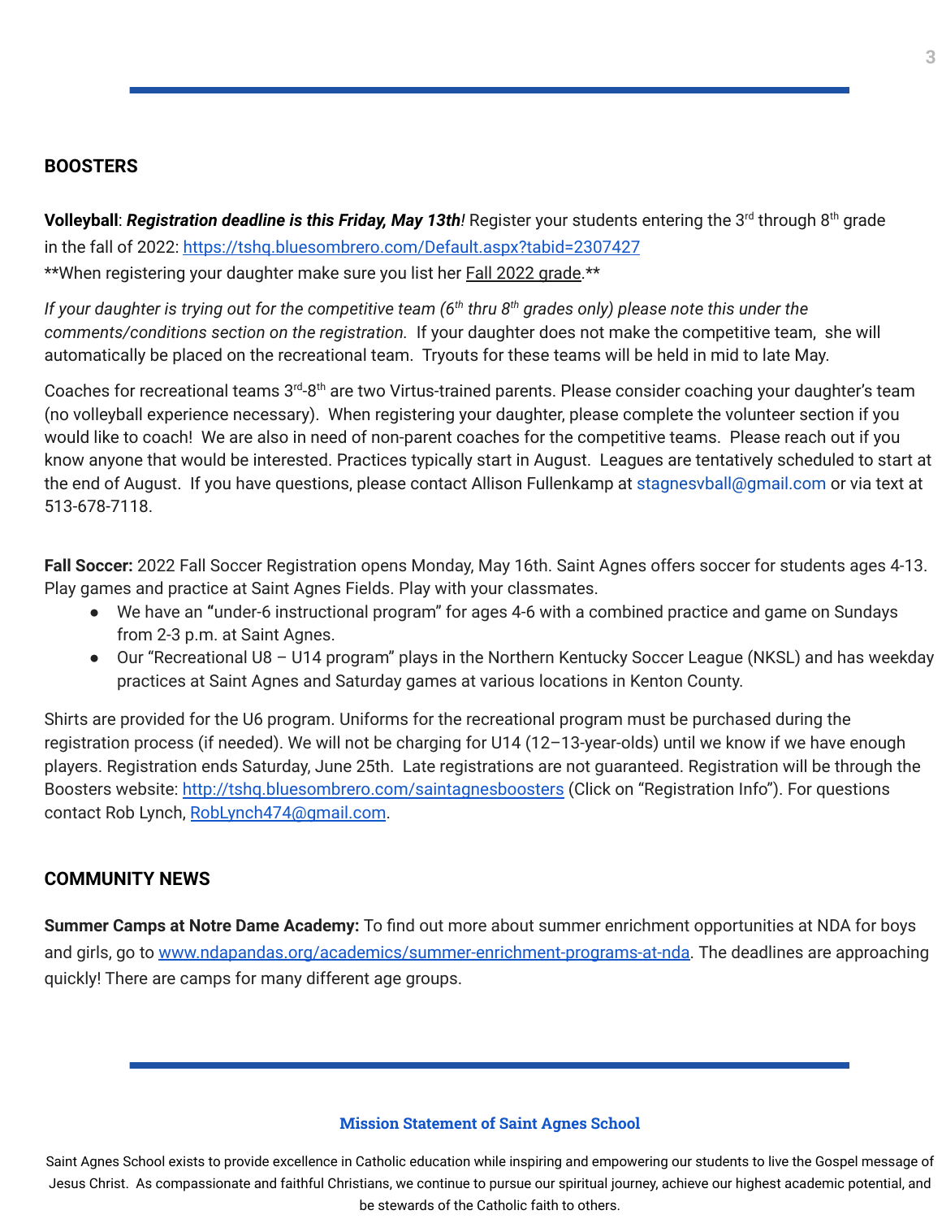## BOOSTERS

**Volleyball**: ***Registration deadline is this Friday, May 13th!*** Register your students entering the 3rd through 8th grade in the fall of 2022: https://tshq.bluesombrero.com/Default.aspx?tabid=2307427
**When registering your daughter make sure you list her Fall 2022 grade.**

*If your daughter is trying out for the competitive team (6th thru 8th grades only) please note this under the comments/conditions section on the registration.* If your daughter does not make the competitive team, she will automatically be placed on the recreational team. Tryouts for these teams will be held in mid to late May.

Coaches for recreational teams 3rd-8th are two Virtus-trained parents. Please consider coaching your daughter's team (no volleyball experience necessary). When registering your daughter, please complete the volunteer section if you would like to coach! We are also in need of non-parent coaches for the competitive teams. Please reach out if you know anyone that would be interested. Practices typically start in August. Leagues are tentatively scheduled to start at the end of August. If you have questions, please contact Allison Fullenkamp at stagnesvball@gmail.com or via text at 513-678-7118.

**Fall Soccer:** 2022 Fall Soccer Registration opens Monday, May 16th. Saint Agnes offers soccer for students ages 4-13. Play games and practice at Saint Agnes Fields. Play with your classmates.

- We have an "under-6 instructional program" for ages 4-6 with a combined practice and game on Sundays from 2-3 p.m. at Saint Agnes.
- Our "Recreational U8 – U14 program" plays in the Northern Kentucky Soccer League (NKSL) and has weekday practices at Saint Agnes and Saturday games at various locations in Kenton County.

Shirts are provided for the U6 program. Uniforms for the recreational program must be purchased during the registration process (if needed). We will not be charging for U14 (12–13-year-olds) until we know if we have enough players. Registration ends Saturday, June 25th. Late registrations are not guaranteed. Registration will be through the Boosters website: http://tshq.bluesombrero.com/saintagnesboosters (Click on "Registration Info"). For questions contact Rob Lynch, RobLynch474@gmail.com.

## COMMUNITY NEWS

**Summer Camps at Notre Dame Academy:** To find out more about summer enrichment opportunities at NDA for boys and girls, go to www.ndapandas.org/academics/summer-enrichment-programs-at-nda. The deadlines are approaching quickly! There are camps for many different age groups.

### Mission Statement of Saint Agnes School

Saint Agnes School exists to provide excellence in Catholic education while inspiring and empowering our students to live the Gospel message of Jesus Christ. As compassionate and faithful Christians, we continue to pursue our spiritual journey, achieve our highest academic potential, and be stewards of the Catholic faith to others.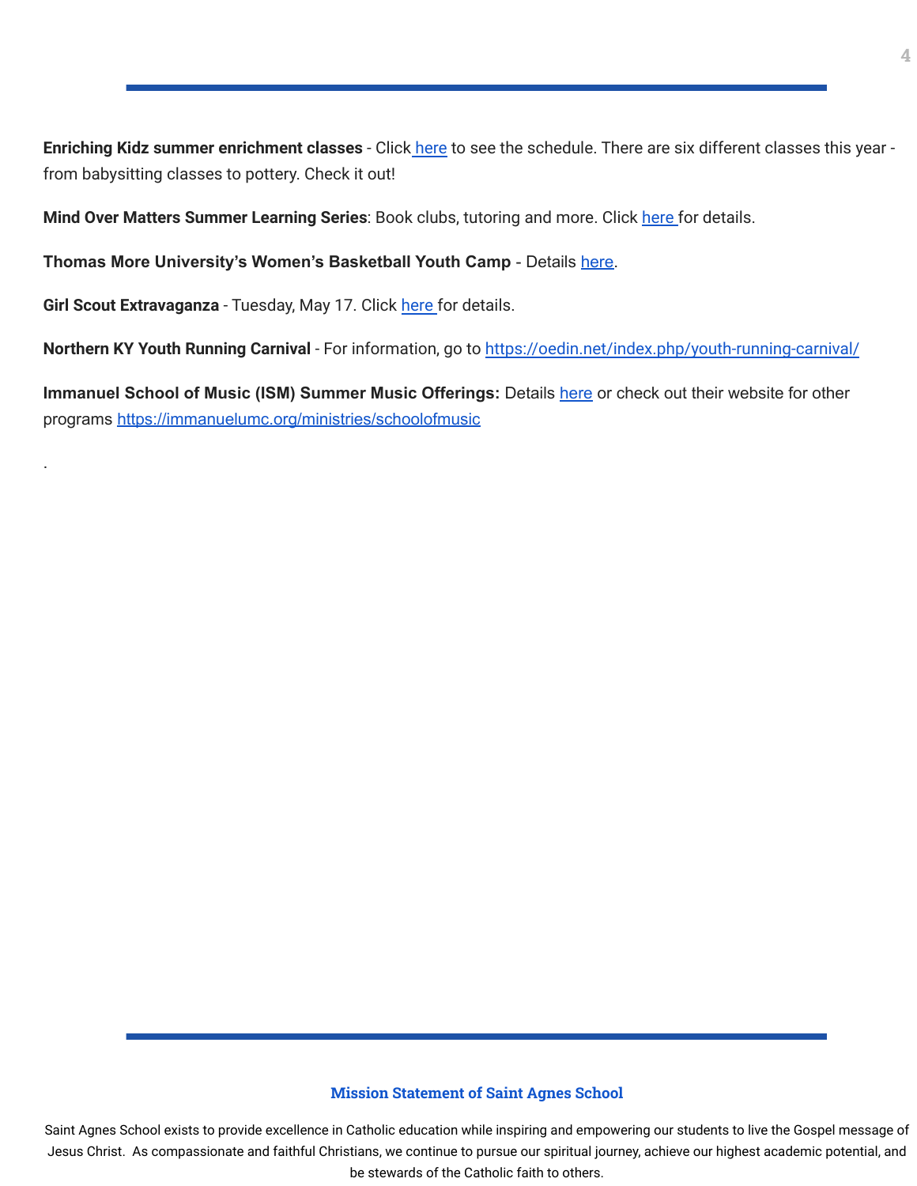**Enriching Kidz summer enrichment classes** - Click here to see the schedule. There are six different classes this year - from babysitting classes to pottery. Check it out!

**Mind Over Matters Summer Learning Series**: Book clubs, tutoring and more. Click here for details.

**Thomas More University's Women's Basketball Youth Camp** - Details here.

**Girl Scout Extravaganza** - Tuesday, May 17. Click here for details.

**Northern KY Youth Running Carnival** - For information, go to https://oedin.net/index.php/youth-running-carnival/

**Immanuel School of Music (ISM) Summer Music Offerings:** Details here or check out their website for other programs https://immanuelumc.org/ministries/schoolofmusic

.

**Mission Statement of Saint Agnes School**

Saint Agnes School exists to provide excellence in Catholic education while inspiring and empowering our students to live the Gospel message of Jesus Christ. As compassionate and faithful Christians, we continue to pursue our spiritual journey, achieve our highest academic potential, and be stewards of the Catholic faith to others.